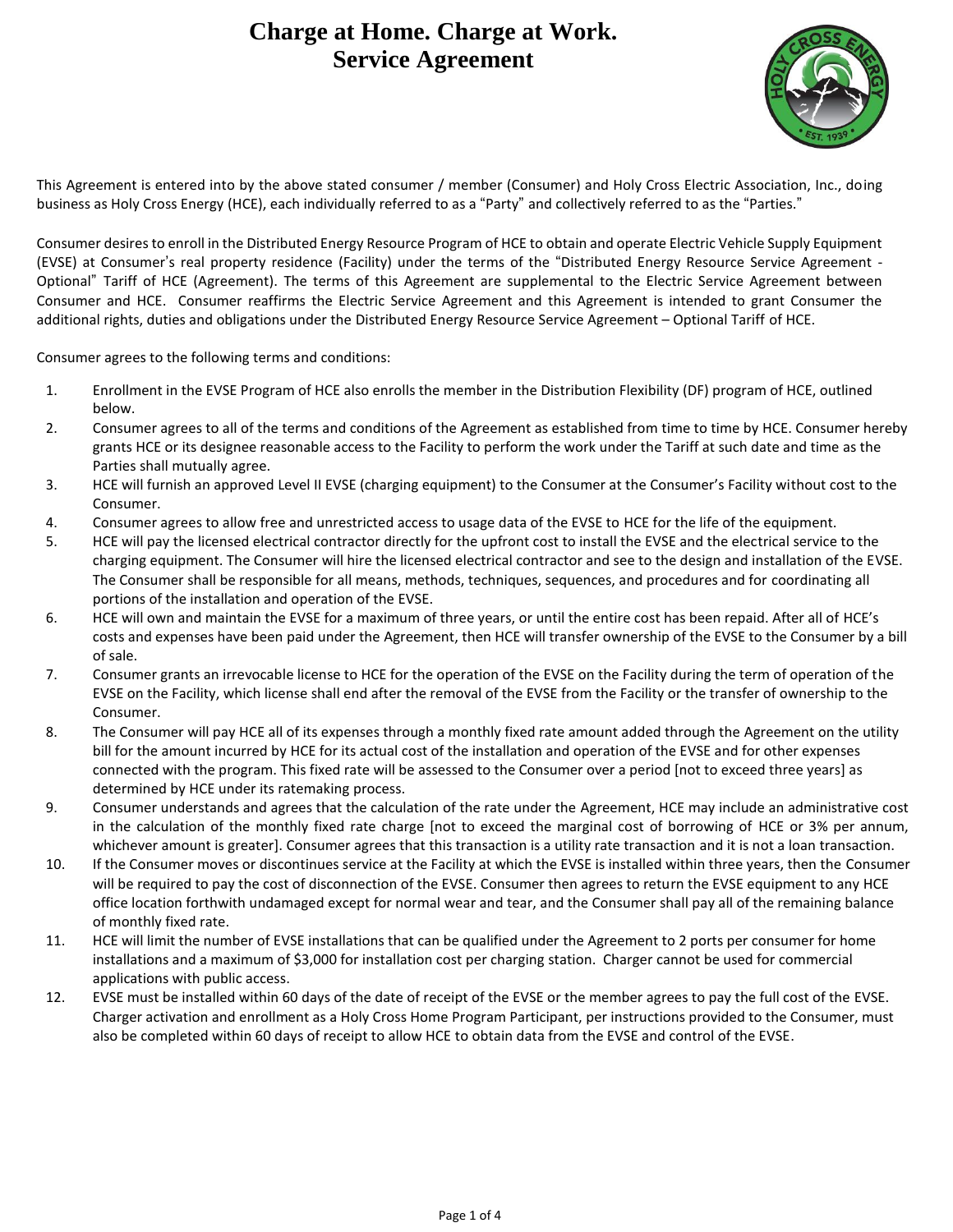# Charge at Home. Charge at Work.
# Service Agreement

This Agreement is entered into by the above stated consumer / member (Consumer) and Holy Cross Electric Association, Inc., doing business as Holy Cross Energy (HCE), each individually referred to as a "Party" and collectively referred to as the "Parties."

Consumer desires to enroll in the Distributed Energy Resource Program of HCE to obtain and operate Electric Vehicle Supply Equipment (EVSE) at Consumer's real property residence (Facility) under the terms of the "Distributed Energy Resource Service Agreement - Optional" Tariff of HCE (Agreement). The terms of this Agreement are supplemental to the Electric Service Agreement between Consumer and HCE. Consumer reaffirms the Electric Service Agreement and this Agreement is intended to grant Consumer the additional rights, duties and obligations under the Distributed Energy Resource Service Agreement – Optional Tariff of HCE.

Consumer agrees to the following terms and conditions:

1. Enrollment in the EVSE Program of HCE also enrolls the member in the Distribution Flexibility (DF) program of HCE, outlined below.
2. Consumer agrees to all of the terms and conditions of the Agreement as established from time to time by HCE. Consumer hereby grants HCE or its designee reasonable access to the Facility to perform the work under the Tariff at such date and time as the Parties shall mutually agree.
3. HCE will furnish an approved Level II EVSE (charging equipment) to the Consumer at the Consumer's Facility without cost to the Consumer.
4. Consumer agrees to allow free and unrestricted access to usage data of the EVSE to HCE for the life of the equipment.
5. HCE will pay the licensed electrical contractor directly for the upfront cost to install the EVSE and the electrical service to the charging equipment. The Consumer will hire the licensed electrical contractor and see to the design and installation of the EVSE. The Consumer shall be responsible for all means, methods, techniques, sequences, and procedures and for coordinating all portions of the installation and operation of the EVSE.
6. HCE will own and maintain the EVSE for a maximum of three years, or until the entire cost has been repaid. After all of HCE's costs and expenses have been paid under the Agreement, then HCE will transfer ownership of the EVSE to the Consumer by a bill of sale.
7. Consumer grants an irrevocable license to HCE for the operation of the EVSE on the Facility during the term of operation of the EVSE on the Facility, which license shall end after the removal of the EVSE from the Facility or the transfer of ownership to the Consumer.
8. The Consumer will pay HCE all of its expenses through a monthly fixed rate amount added through the Agreement on the utility bill for the amount incurred by HCE for its actual cost of the installation and operation of the EVSE and for other expenses connected with the program. This fixed rate will be assessed to the Consumer over a period [not to exceed three years] as determined by HCE under its ratemaking process.
9. Consumer understands and agrees that the calculation of the rate under the Agreement, HCE may include an administrative cost in the calculation of the monthly fixed rate charge [not to exceed the marginal cost of borrowing of HCE or 3% per annum, whichever amount is greater]. Consumer agrees that this transaction is a utility rate transaction and it is not a loan transaction.
10. If the Consumer moves or discontinues service at the Facility at which the EVSE is installed within three years, then the Consumer will be required to pay the cost of disconnection of the EVSE. Consumer then agrees to return the EVSE equipment to any HCE office location forthwith undamaged except for normal wear and tear, and the Consumer shall pay all of the remaining balance of monthly fixed rate.
11. HCE will limit the number of EVSE installations that can be qualified under the Agreement to 2 ports per consumer for home installations and a maximum of $3,000 for installation cost per charging station. Charger cannot be used for commercial applications with public access.
12. EVSE must be installed within 60 days of the date of receipt of the EVSE or the member agrees to pay the full cost of the EVSE. Charger activation and enrollment as a Holy Cross Home Program Participant, per instructions provided to the Consumer, must also be completed within 60 days of receipt to allow HCE to obtain data from the EVSE and control of the EVSE.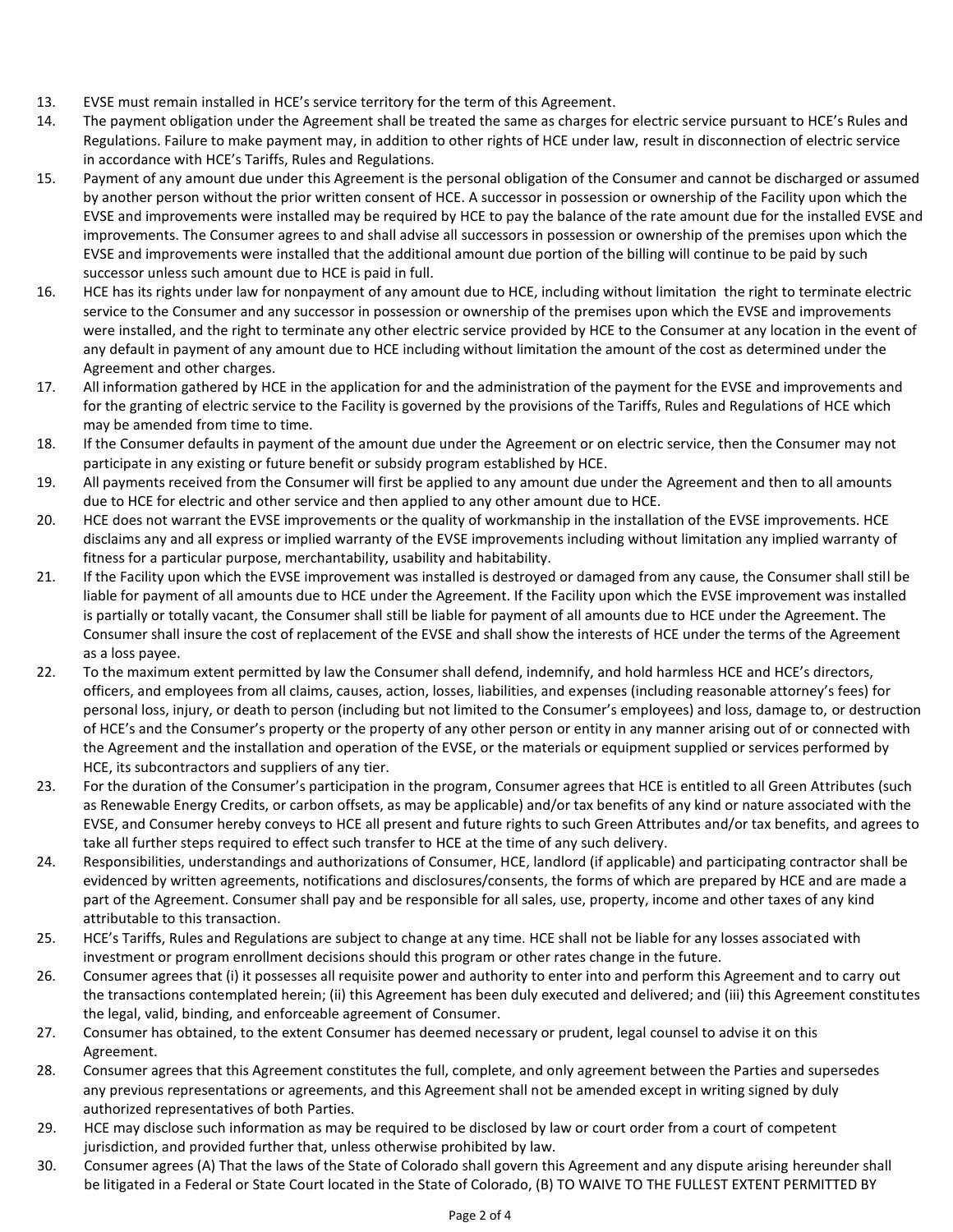13. EVSE must remain installed in HCE's service territory for the term of this Agreement.
14. The payment obligation under the Agreement shall be treated the same as charges for electric service pursuant to HCE's Rules and Regulations. Failure to make payment may, in addition to other rights of HCE under law, result in disconnection of electric service in accordance with HCE's Tariffs, Rules and Regulations.
15. Payment of any amount due under this Agreement is the personal obligation of the Consumer and cannot be discharged or assumed by another person without the prior written consent of HCE. A successor in possession or ownership of the Facility upon which the EVSE and improvements were installed may be required by HCE to pay the balance of the rate amount due for the installed EVSE and improvements. The Consumer agrees to and shall advise all successors in possession or ownership of the premises upon which the EVSE and improvements were installed that the additional amount due portion of the billing will continue to be paid by such successor unless such amount due to HCE is paid in full.
16. HCE has its rights under law for nonpayment of any amount due to HCE, including without limitation the right to terminate electric service to the Consumer and any successor in possession or ownership of the premises upon which the EVSE and improvements were installed, and the right to terminate any other electric service provided by HCE to the Consumer at any location in the event of any default in payment of any amount due to HCE including without limitation the amount of the cost as determined under the Agreement and other charges.
17. All information gathered by HCE in the application for and the administration of the payment for the EVSE and improvements and for the granting of electric service to the Facility is governed by the provisions of the Tariffs, Rules and Regulations of HCE which may be amended from time to time.
18. If the Consumer defaults in payment of the amount due under the Agreement or on electric service, then the Consumer may not participate in any existing or future benefit or subsidy program established by HCE.
19. All payments received from the Consumer will first be applied to any amount due under the Agreement and then to all amounts due to HCE for electric and other service and then applied to any other amount due to HCE.
20. HCE does not warrant the EVSE improvements or the quality of workmanship in the installation of the EVSE improvements. HCE disclaims any and all express or implied warranty of the EVSE improvements including without limitation any implied warranty of fitness for a particular purpose, merchantability, usability and habitability.
21. If the Facility upon which the EVSE improvement was installed is destroyed or damaged from any cause, the Consumer shall still be liable for payment of all amounts due to HCE under the Agreement. If the Facility upon which the EVSE improvement was installed is partially or totally vacant, the Consumer shall still be liable for payment of all amounts due to HCE under the Agreement. The Consumer shall insure the cost of replacement of the EVSE and shall show the interests of HCE under the terms of the Agreement as a loss payee.
22. To the maximum extent permitted by law the Consumer shall defend, indemnify, and hold harmless HCE and HCE's directors, officers, and employees from all claims, causes, action, losses, liabilities, and expenses (including reasonable attorney's fees) for personal loss, injury, or death to person (including but not limited to the Consumer's employees) and loss, damage to, or destruction of HCE's and the Consumer's property or the property of any other person or entity in any manner arising out of or connected with the Agreement and the installation and operation of the EVSE, or the materials or equipment supplied or services performed by HCE, its subcontractors and suppliers of any tier.
23. For the duration of the Consumer's participation in the program, Consumer agrees that HCE is entitled to all Green Attributes (such as Renewable Energy Credits, or carbon offsets, as may be applicable) and/or tax benefits of any kind or nature associated with the EVSE, and Consumer hereby conveys to HCE all present and future rights to such Green Attributes and/or tax benefits, and agrees to take all further steps required to effect such transfer to HCE at the time of any such delivery.
24. Responsibilities, understandings and authorizations of Consumer, HCE, landlord (if applicable) and participating contractor shall be evidenced by written agreements, notifications and disclosures/consents, the forms of which are prepared by HCE and are made a part of the Agreement. Consumer shall pay and be responsible for all sales, use, property, income and other taxes of any kind attributable to this transaction.
25. HCE's Tariffs, Rules and Regulations are subject to change at any time. HCE shall not be liable for any losses associated with investment or program enrollment decisions should this program or other rates change in the future.
26. Consumer agrees that (i) it possesses all requisite power and authority to enter into and perform this Agreement and to carry out the transactions contemplated herein; (ii) this Agreement has been duly executed and delivered; and (iii) this Agreement constitutes the legal, valid, binding, and enforceable agreement of Consumer.
27. Consumer has obtained, to the extent Consumer has deemed necessary or prudent, legal counsel to advise it on this Agreement.
28. Consumer agrees that this Agreement constitutes the full, complete, and only agreement between the Parties and supersedes any previous representations or agreements, and this Agreement shall not be amended except in writing signed by duly authorized representatives of both Parties.
29. HCE may disclose such information as may be required to be disclosed by law or court order from a court of competent jurisdiction, and provided further that, unless otherwise prohibited by law.
30. Consumer agrees (A) That the laws of the State of Colorado shall govern this Agreement and any dispute arising hereunder shall be litigated in a Federal or State Court located in the State of Colorado, (B) TO WAIVE TO THE FULLEST EXTENT PERMITTED BY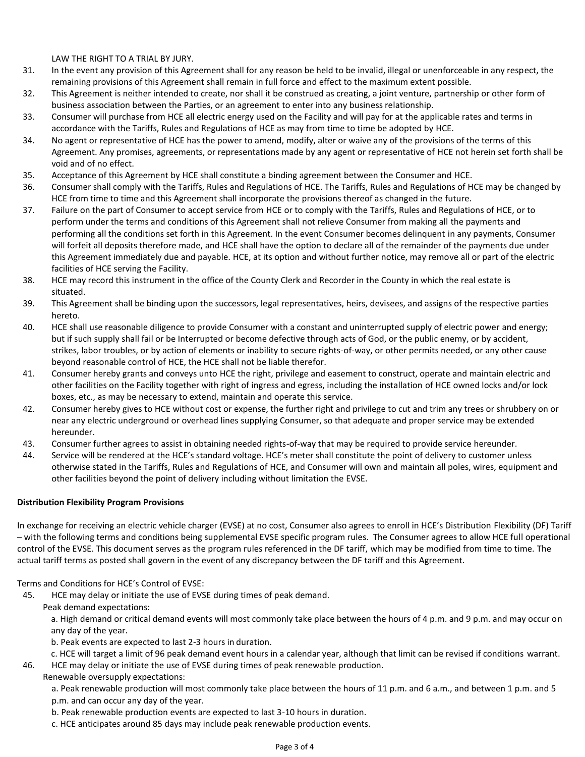LAW THE RIGHT TO A TRIAL BY JURY.

31. In the event any provision of this Agreement shall for any reason be held to be invalid, illegal or unenforceable in any respect, the remaining provisions of this Agreement shall remain in full force and effect to the maximum extent possible.
32. This Agreement is neither intended to create, nor shall it be construed as creating, a joint venture, partnership or other form of business association between the Parties, or an agreement to enter into any business relationship.
33. Consumer will purchase from HCE all electric energy used on the Facility and will pay for at the applicable rates and terms in accordance with the Tariffs, Rules and Regulations of HCE as may from time to time be adopted by HCE.
34. No agent or representative of HCE has the power to amend, modify, alter or waive any of the provisions of the terms of this Agreement. Any promises, agreements, or representations made by any agent or representative of HCE not herein set forth shall be void and of no effect.
35. Acceptance of this Agreement by HCE shall constitute a binding agreement between the Consumer and HCE.
36. Consumer shall comply with the Tariffs, Rules and Regulations of HCE. The Tariffs, Rules and Regulations of HCE may be changed by HCE from time to time and this Agreement shall incorporate the provisions thereof as changed in the future.
37. Failure on the part of Consumer to accept service from HCE or to comply with the Tariffs, Rules and Regulations of HCE, or to perform under the terms and conditions of this Agreement shall not relieve Consumer from making all the payments and performing all the conditions set forth in this Agreement. In the event Consumer becomes delinquent in any payments, Consumer will forfeit all deposits therefore made, and HCE shall have the option to declare all of the remainder of the payments due under this Agreement immediately due and payable. HCE, at its option and without further notice, may remove all or part of the electric facilities of HCE serving the Facility.
38. HCE may record this instrument in the office of the County Clerk and Recorder in the County in which the real estate is situated.
39. This Agreement shall be binding upon the successors, legal representatives, heirs, devisees, and assigns of the respective parties hereto.
40. HCE shall use reasonable diligence to provide Consumer with a constant and uninterrupted supply of electric power and energy; but if such supply shall fail or be Interrupted or become defective through acts of God, or the public enemy, or by accident, strikes, labor troubles, or by action of elements or inability to secure rights-of-way, or other permits needed, or any other cause beyond reasonable control of HCE, the HCE shall not be liable therefor.
41. Consumer hereby grants and conveys unto HCE the right, privilege and easement to construct, operate and maintain electric and other facilities on the Facility together with right of ingress and egress, including the installation of HCE owned locks and/or lock boxes, etc., as may be necessary to extend, maintain and operate this service.
42. Consumer hereby gives to HCE without cost or expense, the further right and privilege to cut and trim any trees or shrubbery on or near any electric underground or overhead lines supplying Consumer, so that adequate and proper service may be extended hereunder.
43. Consumer further agrees to assist in obtaining needed rights-of-way that may be required to provide service hereunder.
44. Service will be rendered at the HCE's standard voltage. HCE's meter shall constitute the point of delivery to customer unless otherwise stated in the Tariffs, Rules and Regulations of HCE, and Consumer will own and maintain all poles, wires, equipment and other facilities beyond the point of delivery including without limitation the EVSE.

**Distribution Flexibility Program Provisions**

In exchange for receiving an electric vehicle charger (EVSE) at no cost, Consumer also agrees to enroll in HCE's Distribution Flexibility (DF) Tariff – with the following terms and conditions being supplemental EVSE specific program rules. The Consumer agrees to allow HCE full operational control of the EVSE. This document serves as the program rules referenced in the DF tariff, which may be modified from time to time. The actual tariff terms as posted shall govern in the event of any discrepancy between the DF tariff and this Agreement.

Terms and Conditions for HCE's Control of EVSE:

45. HCE may delay or initiate the use of EVSE during times of peak demand.

    Peak demand expectations:

    a. High demand or critical demand events will most commonly take place between the hours of 4 p.m. and 9 p.m. and may occur on any day of the year.

    b. Peak events are expected to last 2-3 hours in duration.

    c. HCE will target a limit of 96 peak demand event hours in a calendar year, although that limit can be revised if conditions warrant.

46. HCE may delay or initiate the use of EVSE during times of peak renewable production.

    Renewable oversupply expectations:

    a. Peak renewable production will most commonly take place between the hours of 11 p.m. and 6 a.m., and between 1 p.m. and 5 p.m. and can occur any day of the year.

    b. Peak renewable production events are expected to last 3-10 hours in duration.

    c. HCE anticipates around 85 days may include peak renewable production events.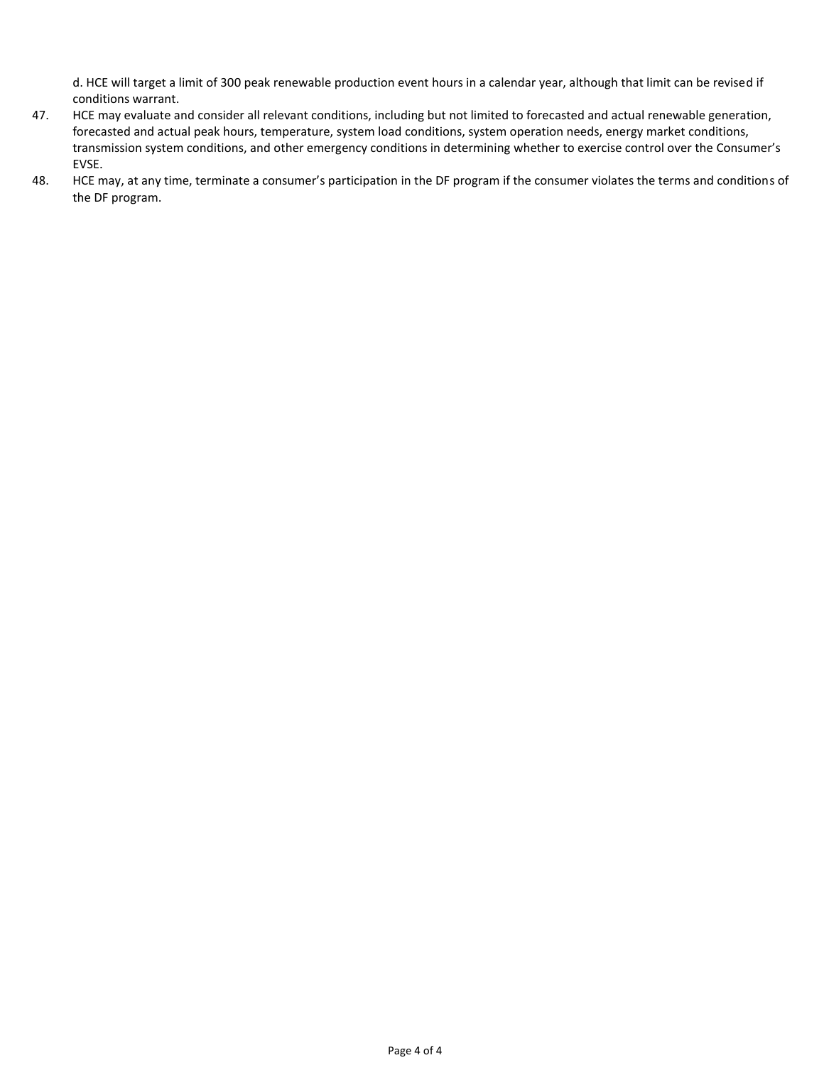d. HCE will target a limit of 300 peak renewable production event hours in a calendar year, although that limit can be revised if conditions warrant.

47. HCE may evaluate and consider all relevant conditions, including but not limited to forecasted and actual renewable generation, forecasted and actual peak hours, temperature, system load conditions, system operation needs, energy market conditions, transmission system conditions, and other emergency conditions in determining whether to exercise control over the Consumer's EVSE.

48. HCE may, at any time, terminate a consumer's participation in the DF program if the consumer violates the terms and conditions of the DF program.